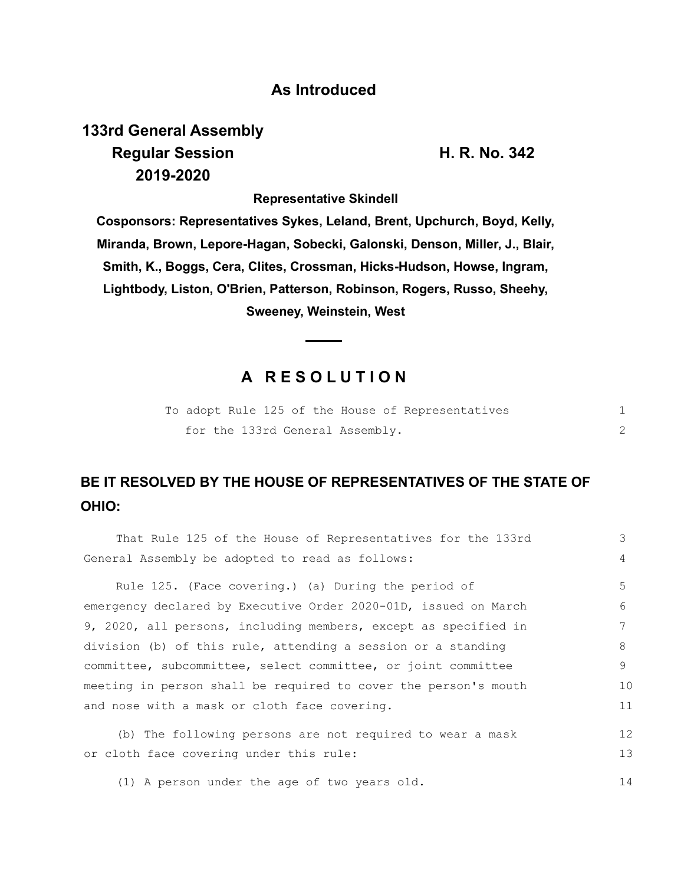## As Introduced

**133rd General Assembly**
**Regular Session** **H. R. No. 342**
**2019-2020**

**Representative Skindell**

**Cosponsors: Representatives Sykes, Leland, Brent, Upchurch, Boyd, Kelly, Miranda, Brown, Lepore-Hagan, Sobecki, Galonski, Denson, Miller, J., Blair, Smith, K., Boggs, Cera, Clites, Crossman, Hicks-Hudson, Howse, Ingram, Lightbody, Liston, O'Brien, Patterson, Robinson, Rogers, Russo, Sheehy, Sweeney, Weinstein, West**

# A RESOLUTION

To adopt Rule 125 of the House of Representatives for the 133rd General Assembly.

## BE IT RESOLVED BY THE HOUSE OF REPRESENTATIVES OF THE STATE OF OHIO:

That Rule 125 of the House of Representatives for the 133rd General Assembly be adopted to read as follows:

Rule 125. (Face covering.) (a) During the period of emergency declared by Executive Order 2020-01D, issued on March 9, 2020, all persons, including members, except as specified in division (b) of this rule, attending a session or a standing committee, subcommittee, select committee, or joint committee meeting in person shall be required to cover the person's mouth and nose with a mask or cloth face covering.

(b) The following persons are not required to wear a mask or cloth face covering under this rule:

(1) A person under the age of two years old.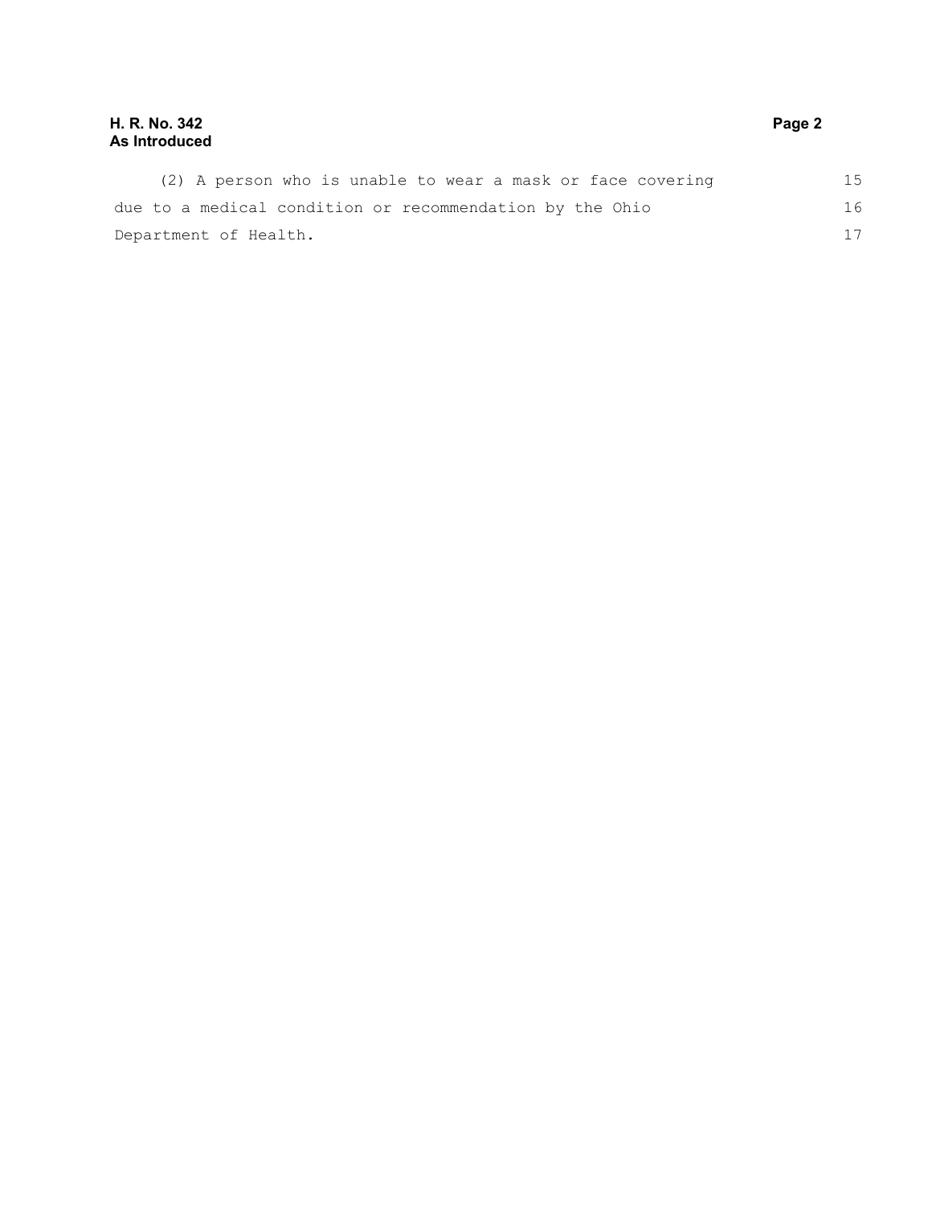(2) A person who is unable to wear a mask or face covering due to a medical condition or recommendation by the Ohio Department of Health.